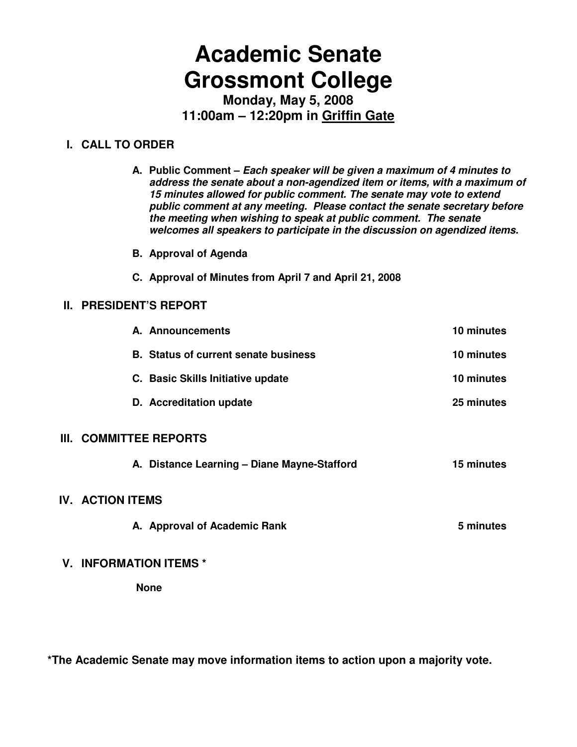# Academic Senate
# Grossmont College

### Monday, May 5, 2008
### 11:00am – 12:20pm in Griffin Gate

## I. CALL TO ORDER

**A. Public Comment –** ***Each speaker will be given a maximum of 4 minutes to address the senate about a non-agendized item or items, with a maximum of 15 minutes allowed for public comment. The senate may vote to extend public comment at any meeting. Please contact the senate secretary before the meeting when wishing to speak at public comment. The senate welcomes all speakers to participate in the discussion on agendized items.***

**B. Approval of Agenda**

**C. Approval of Minutes from April 7 and April 21, 2008**

## II. PRESIDENT'S REPORT

| | |
|---|---|
| **A. Announcements** | **10 minutes** |
| **B. Status of current senate business** | **10 minutes** |
| **C. Basic Skills Initiative update** | **10 minutes** |
| **D. Accreditation update** | **25 minutes** |

## III. COMMITTEE REPORTS

| | |
|---|---|
| **A. Distance Learning – Diane Mayne-Stafford** | **15 minutes** |

## IV. ACTION ITEMS

| | |
|---|---|
| **A. Approval of Academic Rank** | **5 minutes** |

## V. INFORMATION ITEMS *

**None**

**\*The Academic Senate may move information items to action upon a majority vote.**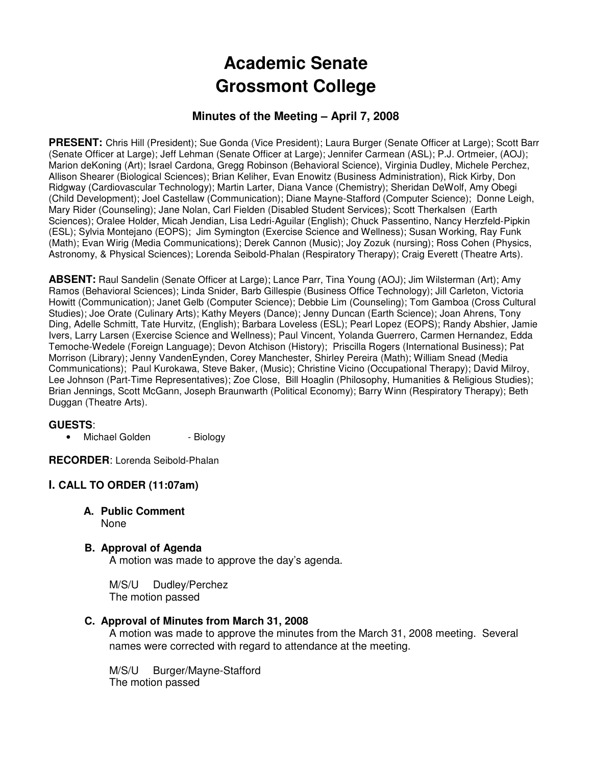# Academic Senate
# Grossmont College

### Minutes of the Meeting – April 7, 2008

**PRESENT:** Chris Hill (President); Sue Gonda (Vice President); Laura Burger (Senate Officer at Large); Scott Barr (Senate Officer at Large); Jeff Lehman (Senate Officer at Large); Jennifer Carmean (ASL); P.J. Ortmeier, (AOJ); Marion deKoning (Art); Israel Cardona, Gregg Robinson (Behavioral Science), Virginia Dudley, Michele Perchez, Allison Shearer (Biological Sciences); Brian Keliher, Evan Enowitz (Business Administration), Rick Kirby, Don Ridgway (Cardiovascular Technology); Martin Larter, Diana Vance (Chemistry); Sheridan DeWolf, Amy Obegi (Child Development); Joel Castellaw (Communication); Diane Mayne-Stafford (Computer Science); Donne Leigh, Mary Rider (Counseling); Jane Nolan, Carl Fielden (Disabled Student Services); Scott Therkalsen (Earth Sciences); Oralee Holder, Micah Jendian, Lisa Ledri-Aguilar (English); Chuck Passentino, Nancy Herzfeld-Pipkin (ESL); Sylvia Montejano (EOPS); Jim Symington (Exercise Science and Wellness); Susan Working, Ray Funk (Math); Evan Wirig (Media Communications); Derek Cannon (Music); Joy Zozuk (nursing); Ross Cohen (Physics, Astronomy, & Physical Sciences); Lorenda Seibold-Phalan (Respiratory Therapy); Craig Everett (Theatre Arts).

**ABSENT:** Raul Sandelin (Senate Officer at Large); Lance Parr, Tina Young (AOJ); Jim Wilsterman (Art); Amy Ramos (Behavioral Sciences); Linda Snider, Barb Gillespie (Business Office Technology); Jill Carleton, Victoria Howitt (Communication); Janet Gelb (Computer Science); Debbie Lim (Counseling); Tom Gamboa (Cross Cultural Studies); Joe Orate (Culinary Arts); Kathy Meyers (Dance); Jenny Duncan (Earth Science); Joan Ahrens, Tony Ding, Adelle Schmitt, Tate Hurvitz, (English); Barbara Loveless (ESL); Pearl Lopez (EOPS); Randy Abshier, Jamie Ivers, Larry Larsen (Exercise Science and Wellness); Paul Vincent, Yolanda Guerrero, Carmen Hernandez, Edda Temoche-Wedele (Foreign Language); Devon Atchison (History); Priscilla Rogers (International Business); Pat Morrison (Library); Jenny VandenEynden, Corey Manchester, Shirley Pereira (Math); William Snead (Media Communications); Paul Kurokawa, Steve Baker, (Music); Christine Vicino (Occupational Therapy); David Milroy, Lee Johnson (Part-Time Representatives); Zoe Close, Bill Hoaglin (Philosophy, Humanities & Religious Studies); Brian Jennings, Scott McGann, Joseph Braunwarth (Political Economy); Barry Winn (Respiratory Therapy); Beth Duggan (Theatre Arts).

**GUESTS**:
- Michael Golden - Biology

**RECORDER**: Lorenda Seibold-Phalan

## I. CALL TO ORDER (11:07am)

### A. Public Comment
None

### B. Approval of Agenda
A motion was made to approve the day's agenda.

M/S/U Dudley/Perchez
The motion passed

### C. Approval of Minutes from March 31, 2008
A motion was made to approve the minutes from the March 31, 2008 meeting. Several names were corrected with regard to attendance at the meeting.

M/S/U Burger/Mayne-Stafford
The motion passed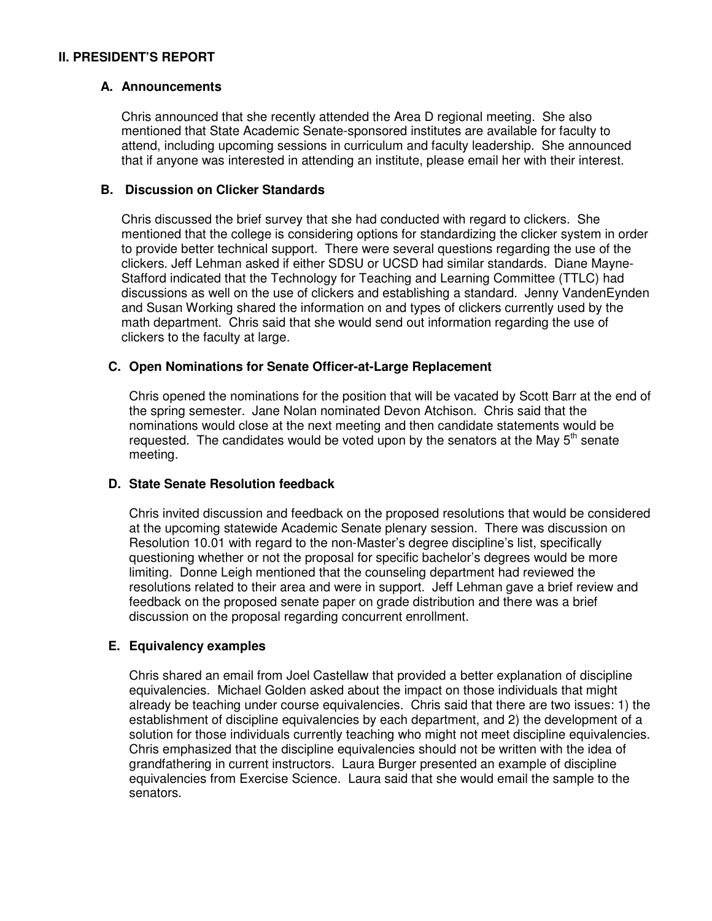## II. PRESIDENT'S REPORT

### A. Announcements

Chris announced that she recently attended the Area D regional meeting. She also mentioned that State Academic Senate-sponsored institutes are available for faculty to attend, including upcoming sessions in curriculum and faculty leadership. She announced that if anyone was interested in attending an institute, please email her with their interest.

### B. Discussion on Clicker Standards

Chris discussed the brief survey that she had conducted with regard to clickers. She mentioned that the college is considering options for standardizing the clicker system in order to provide better technical support. There were several questions regarding the use of the clickers. Jeff Lehman asked if either SDSU or UCSD had similar standards. Diane Mayne-Stafford indicated that the Technology for Teaching and Learning Committee (TTLC) had discussions as well on the use of clickers and establishing a standard. Jenny VandenEynden and Susan Working shared the information on and types of clickers currently used by the math department. Chris said that she would send out information regarding the use of clickers to the faculty at large.

### C. Open Nominations for Senate Officer-at-Large Replacement

Chris opened the nominations for the position that will be vacated by Scott Barr at the end of the spring semester. Jane Nolan nominated Devon Atchison. Chris said that the nominations would close at the next meeting and then candidate statements would be requested. The candidates would be voted upon by the senators at the May 5th senate meeting.

### D. State Senate Resolution feedback

Chris invited discussion and feedback on the proposed resolutions that would be considered at the upcoming statewide Academic Senate plenary session. There was discussion on Resolution 10.01 with regard to the non-Master's degree discipline's list, specifically questioning whether or not the proposal for specific bachelor's degrees would be more limiting. Donne Leigh mentioned that the counseling department had reviewed the resolutions related to their area and were in support. Jeff Lehman gave a brief review and feedback on the proposed senate paper on grade distribution and there was a brief discussion on the proposal regarding concurrent enrollment.

### E. Equivalency examples

Chris shared an email from Joel Castellaw that provided a better explanation of discipline equivalencies. Michael Golden asked about the impact on those individuals that might already be teaching under course equivalencies. Chris said that there are two issues: 1) the establishment of discipline equivalencies by each department, and 2) the development of a solution for those individuals currently teaching who might not meet discipline equivalencies. Chris emphasized that the discipline equivalencies should not be written with the idea of grandfathering in current instructors. Laura Burger presented an example of discipline equivalencies from Exercise Science. Laura said that she would email the sample to the senators.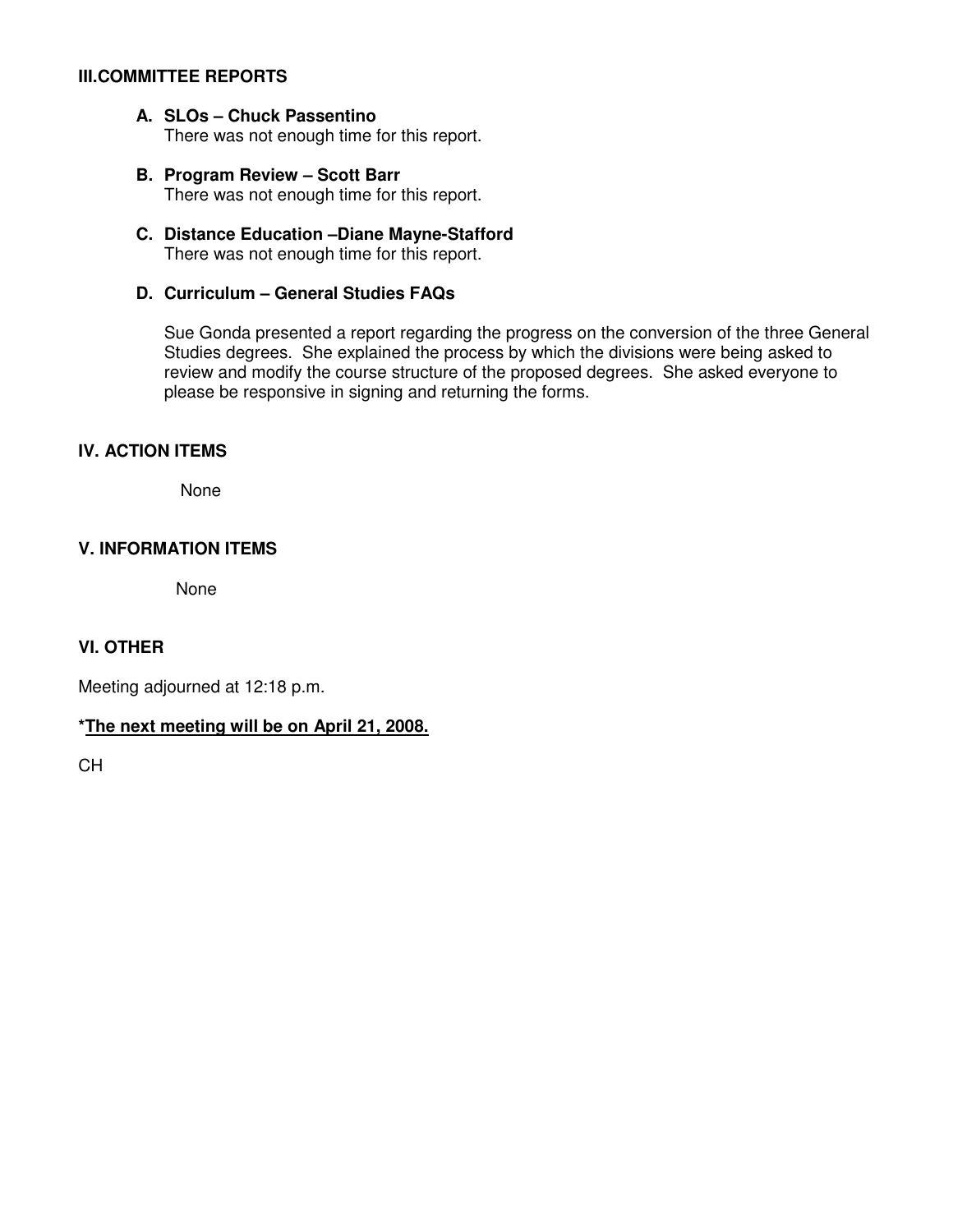## III. COMMITTEE REPORTS

### A. SLOs – Chuck Passentino

There was not enough time for this report.

### B. Program Review – Scott Barr

There was not enough time for this report.

### C. Distance Education –Diane Mayne-Stafford

There was not enough time for this report.

### D. Curriculum – General Studies FAQs

Sue Gonda presented a report regarding the progress on the conversion of the three General Studies degrees. She explained the process by which the divisions were being asked to review and modify the course structure of the proposed degrees. She asked everyone to please be responsive in signing and returning the forms.

## IV. ACTION ITEMS

None

## V. INFORMATION ITEMS

None

## VI. OTHER

Meeting adjourned at 12:18 p.m.

**\*<u>The next meeting will be on April 21, 2008.</u>**

CH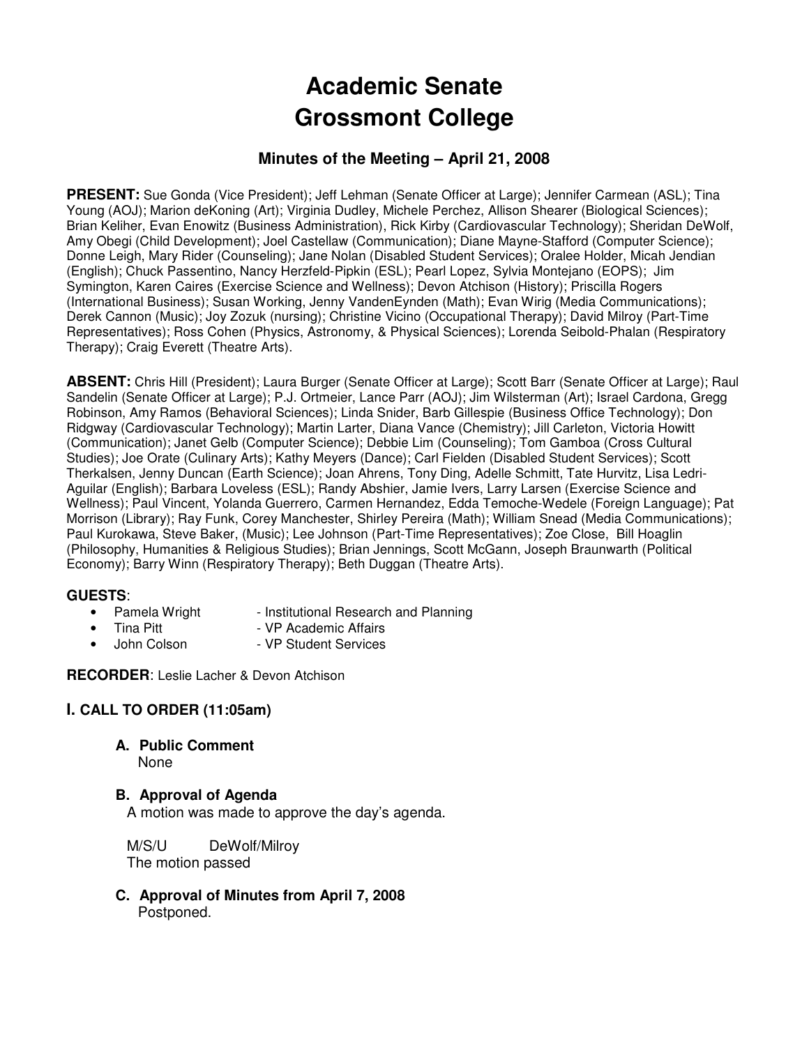# Academic Senate
# Grossmont College

### Minutes of the Meeting – April 21, 2008

**PRESENT:** Sue Gonda (Vice President); Jeff Lehman (Senate Officer at Large); Jennifer Carmean (ASL); Tina Young (AOJ); Marion deKoning (Art); Virginia Dudley, Michele Perchez, Allison Shearer (Biological Sciences); Brian Keliher, Evan Enowitz (Business Administration), Rick Kirby (Cardiovascular Technology); Sheridan DeWolf, Amy Obegi (Child Development); Joel Castellaw (Communication); Diane Mayne-Stafford (Computer Science); Donne Leigh, Mary Rider (Counseling); Jane Nolan (Disabled Student Services); Oralee Holder, Micah Jendian (English); Chuck Passentino, Nancy Herzfeld-Pipkin (ESL); Pearl Lopez, Sylvia Montejano (EOPS); Jim Symington, Karen Caires (Exercise Science and Wellness); Devon Atchison (History); Priscilla Rogers (International Business); Susan Working, Jenny VandenEynden (Math); Evan Wirig (Media Communications); Derek Cannon (Music); Joy Zozuk (nursing); Christine Vicino (Occupational Therapy); David Milroy (Part-Time Representatives); Ross Cohen (Physics, Astronomy, & Physical Sciences); Lorenda Seibold-Phalan (Respiratory Therapy); Craig Everett (Theatre Arts).

**ABSENT:** Chris Hill (President); Laura Burger (Senate Officer at Large); Scott Barr (Senate Officer at Large); Raul Sandelin (Senate Officer at Large); P.J. Ortmeier, Lance Parr (AOJ); Jim Wilsterman (Art); Israel Cardona, Gregg Robinson, Amy Ramos (Behavioral Sciences); Linda Snider, Barb Gillespie (Business Office Technology); Don Ridgway (Cardiovascular Technology); Martin Larter, Diana Vance (Chemistry); Jill Carleton, Victoria Howitt (Communication); Janet Gelb (Computer Science); Debbie Lim (Counseling); Tom Gamboa (Cross Cultural Studies); Joe Orate (Culinary Arts); Kathy Meyers (Dance); Carl Fielden (Disabled Student Services); Scott Therkalsen, Jenny Duncan (Earth Science); Joan Ahrens, Tony Ding, Adelle Schmitt, Tate Hurvitz, Lisa Ledri-Aguilar (English); Barbara Loveless (ESL); Randy Abshier, Jamie Ivers, Larry Larsen (Exercise Science and Wellness); Paul Vincent, Yolanda Guerrero, Carmen Hernandez, Edda Temoche-Wedele (Foreign Language); Pat Morrison (Library); Ray Funk, Corey Manchester, Shirley Pereira (Math); William Snead (Media Communications); Paul Kurokawa, Steve Baker, (Music); Lee Johnson (Part-Time Representatives); Zoe Close, Bill Hoaglin (Philosophy, Humanities & Religious Studies); Brian Jennings, Scott McGann, Joseph Braunwarth (Political Economy); Barry Winn (Respiratory Therapy); Beth Duggan (Theatre Arts).

**GUESTS**:
- Pamela Wright - Institutional Research and Planning
- Tina Pitt - VP Academic Affairs
- John Colson - VP Student Services

**RECORDER**: Leslie Lacher & Devon Atchison

## I. CALL TO ORDER (11:05am)

### A. Public Comment
None

### B. Approval of Agenda
A motion was made to approve the day's agenda.

M/S/U DeWolf/Milroy
The motion passed

### C. Approval of Minutes from April 7, 2008
Postponed.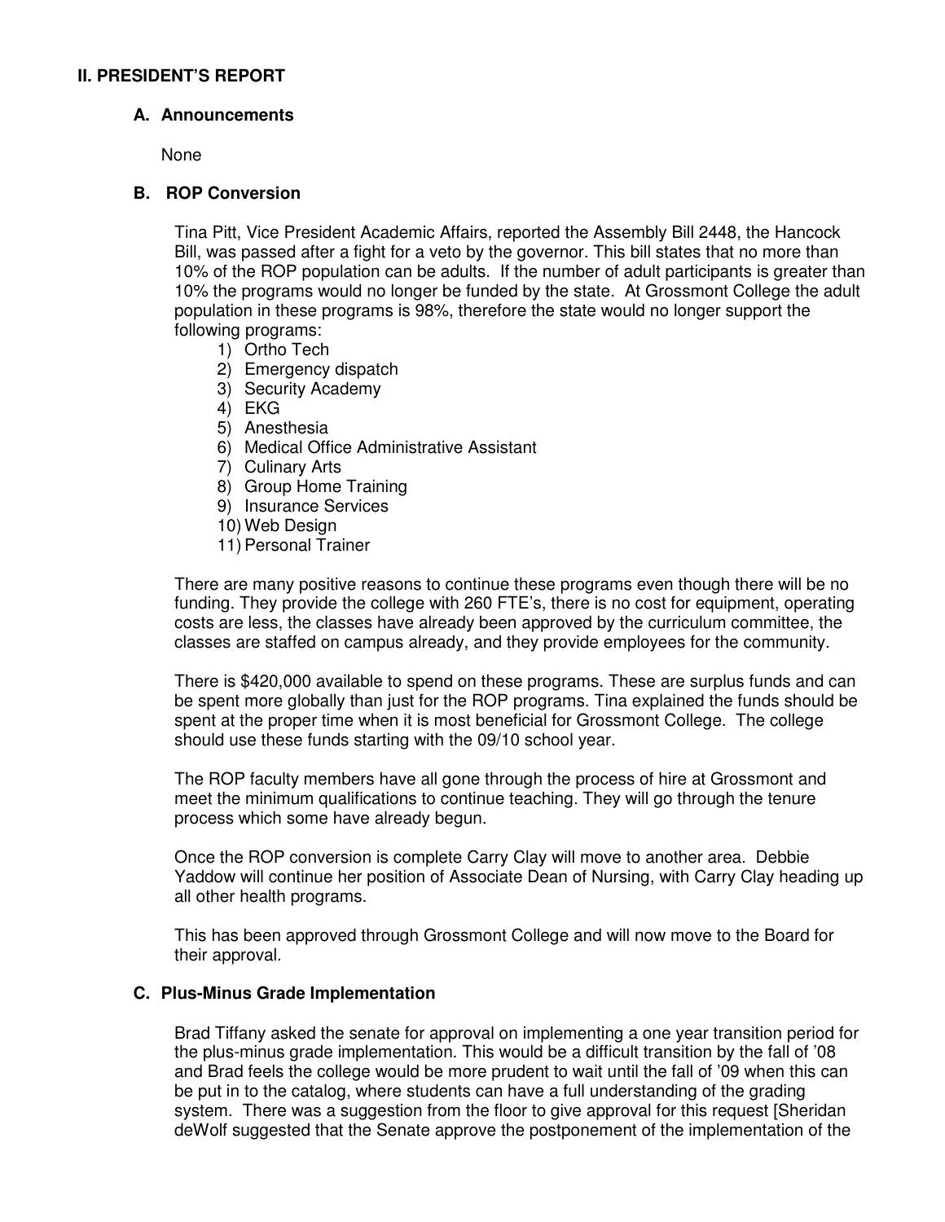## II. PRESIDENT'S REPORT

### A. Announcements

None

### B. ROP Conversion

Tina Pitt, Vice President Academic Affairs, reported the Assembly Bill 2448, the Hancock Bill, was passed after a fight for a veto by the governor. This bill states that no more than 10% of the ROP population can be adults. If the number of adult participants is greater than 10% the programs would no longer be funded by the state. At Grossmont College the adult population in these programs is 98%, therefore the state would no longer support the following programs:

1) Ortho Tech
2) Emergency dispatch
3) Security Academy
4) EKG
5) Anesthesia
6) Medical Office Administrative Assistant
7) Culinary Arts
8) Group Home Training
9) Insurance Services
10) Web Design
11) Personal Trainer

There are many positive reasons to continue these programs even though there will be no funding. They provide the college with 260 FTE's, there is no cost for equipment, operating costs are less, the classes have already been approved by the curriculum committee, the classes are staffed on campus already, and they provide employees for the community.

There is $420,000 available to spend on these programs. These are surplus funds and can be spent more globally than just for the ROP programs. Tina explained the funds should be spent at the proper time when it is most beneficial for Grossmont College. The college should use these funds starting with the 09/10 school year.

The ROP faculty members have all gone through the process of hire at Grossmont and meet the minimum qualifications to continue teaching. They will go through the tenure process which some have already begun.

Once the ROP conversion is complete Carry Clay will move to another area. Debbie Yaddow will continue her position of Associate Dean of Nursing, with Carry Clay heading up all other health programs.

This has been approved through Grossmont College and will now move to the Board for their approval.

### C. Plus-Minus Grade Implementation

Brad Tiffany asked the senate for approval on implementing a one year transition period for the plus-minus grade implementation. This would be a difficult transition by the fall of '08 and Brad feels the college would be more prudent to wait until the fall of '09 when this can be put in to the catalog, where students can have a full understanding of the grading system. There was a suggestion from the floor to give approval for this request [Sheridan deWolf suggested that the Senate approve the postponement of the implementation of the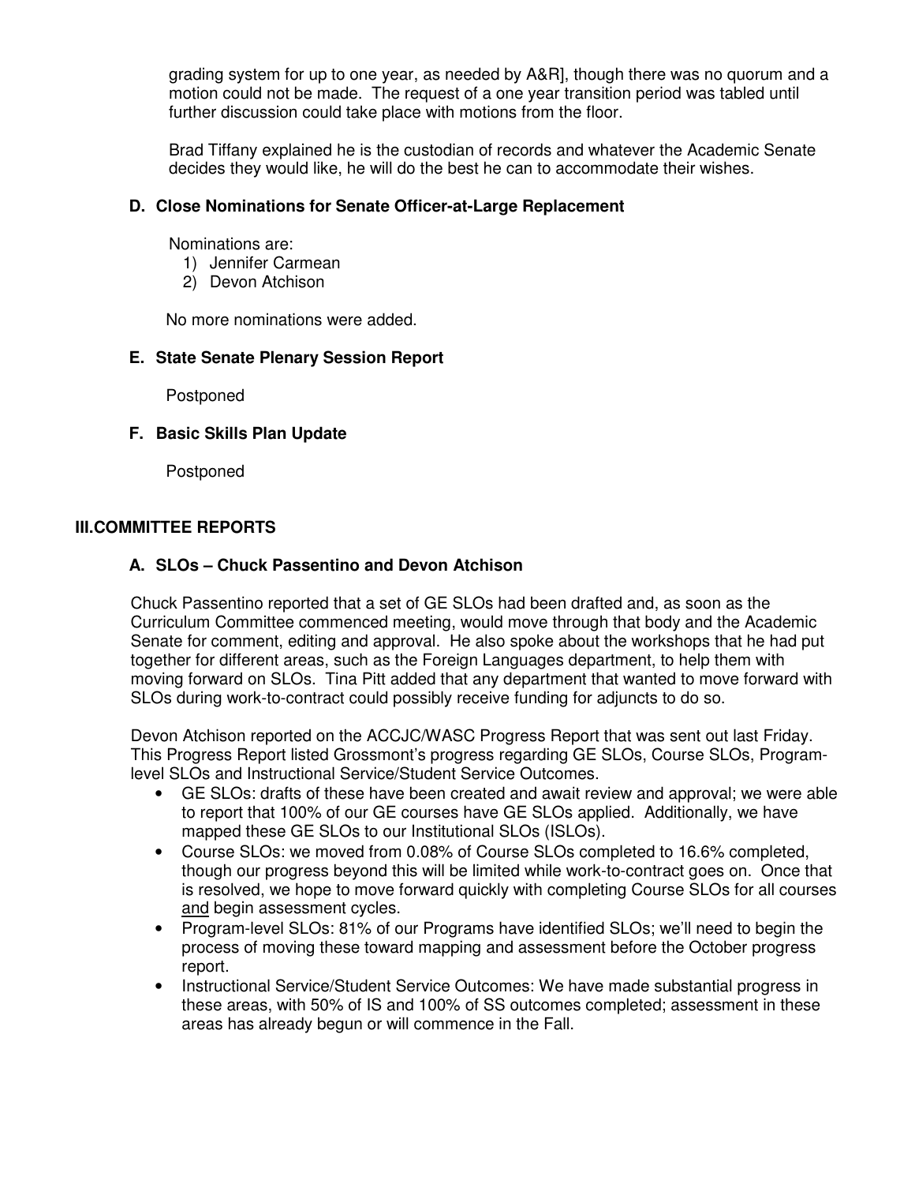grading system for up to one year, as needed by A&R], though there was no quorum and a motion could not be made. The request of a one year transition period was tabled until further discussion could take place with motions from the floor.

Brad Tiffany explained he is the custodian of records and whatever the Academic Senate decides they would like, he will do the best he can to accommodate their wishes.

### D. Close Nominations for Senate Officer-at-Large Replacement

Nominations are:

1) Jennifer Carmean
2) Devon Atchison

No more nominations were added.

### E. State Senate Plenary Session Report

Postponed

### F. Basic Skills Plan Update

Postponed

## III. COMMITTEE REPORTS

### A. SLOs – Chuck Passentino and Devon Atchison

Chuck Passentino reported that a set of GE SLOs had been drafted and, as soon as the Curriculum Committee commenced meeting, would move through that body and the Academic Senate for comment, editing and approval. He also spoke about the workshops that he had put together for different areas, such as the Foreign Languages department, to help them with moving forward on SLOs. Tina Pitt added that any department that wanted to move forward with SLOs during work-to-contract could possibly receive funding for adjuncts to do so.

Devon Atchison reported on the ACCJC/WASC Progress Report that was sent out last Friday. This Progress Report listed Grossmont's progress regarding GE SLOs, Course SLOs, Program-level SLOs and Instructional Service/Student Service Outcomes.

- GE SLOs: drafts of these have been created and await review and approval; we were able to report that 100% of our GE courses have GE SLOs applied. Additionally, we have mapped these GE SLOs to our Institutional SLOs (ISLOs).
- Course SLOs: we moved from 0.08% of Course SLOs completed to 16.6% completed, though our progress beyond this will be limited while work-to-contract goes on. Once that is resolved, we hope to move forward quickly with completing Course SLOs for all courses <u>and</u> begin assessment cycles.
- Program-level SLOs: 81% of our Programs have identified SLOs; we'll need to begin the process of moving these toward mapping and assessment before the October progress report.
- Instructional Service/Student Service Outcomes: We have made substantial progress in these areas, with 50% of IS and 100% of SS outcomes completed; assessment in these areas has already begun or will commence in the Fall.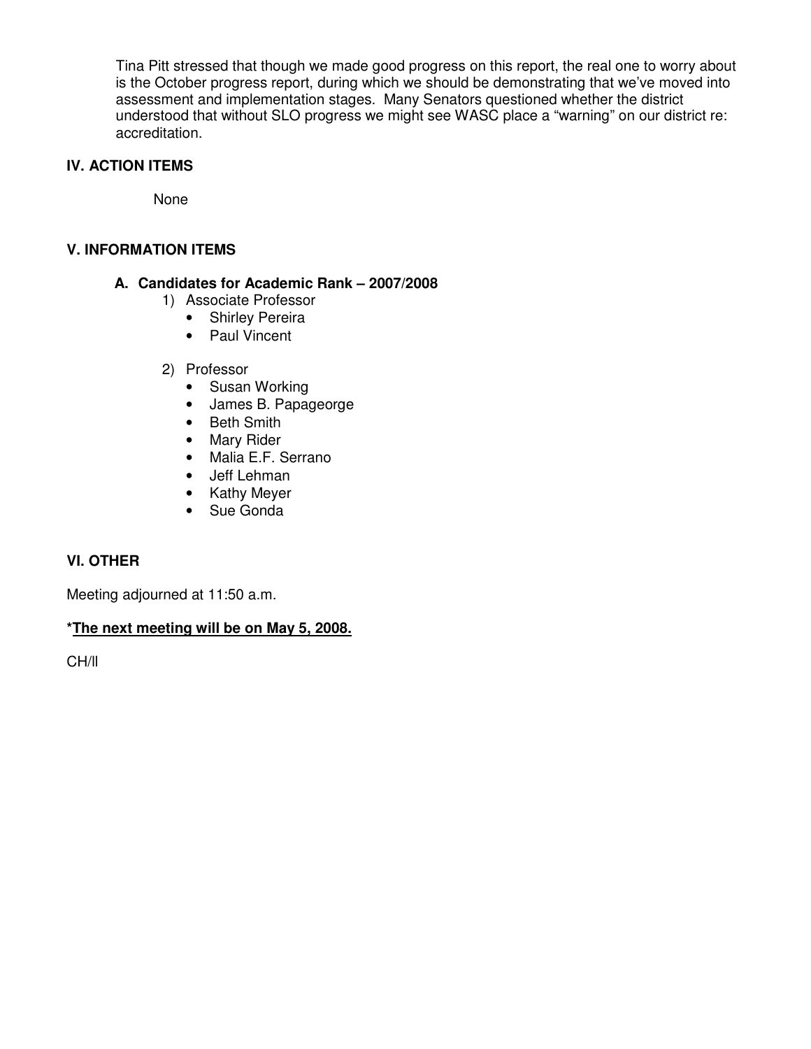Tina Pitt stressed that though we made good progress on this report, the real one to worry about is the October progress report, during which we should be demonstrating that we've moved into assessment and implementation stages. Many Senators questioned whether the district understood that without SLO progress we might see WASC place a "warning" on our district re: accreditation.

## IV. ACTION ITEMS

None

## V. INFORMATION ITEMS

### A. Candidates for Academic Rank – 2007/2008

1) Associate Professor
   - Shirley Pereira
   - Paul Vincent

2) Professor
   - Susan Working
   - James B. Papageorge
   - Beth Smith
   - Mary Rider
   - Malia E.F. Serrano
   - Jeff Lehman
   - Kathy Meyer
   - Sue Gonda

## VI. OTHER

Meeting adjourned at 11:50 a.m.

***The next meeting will be on May 5, 2008.***

CH/ll